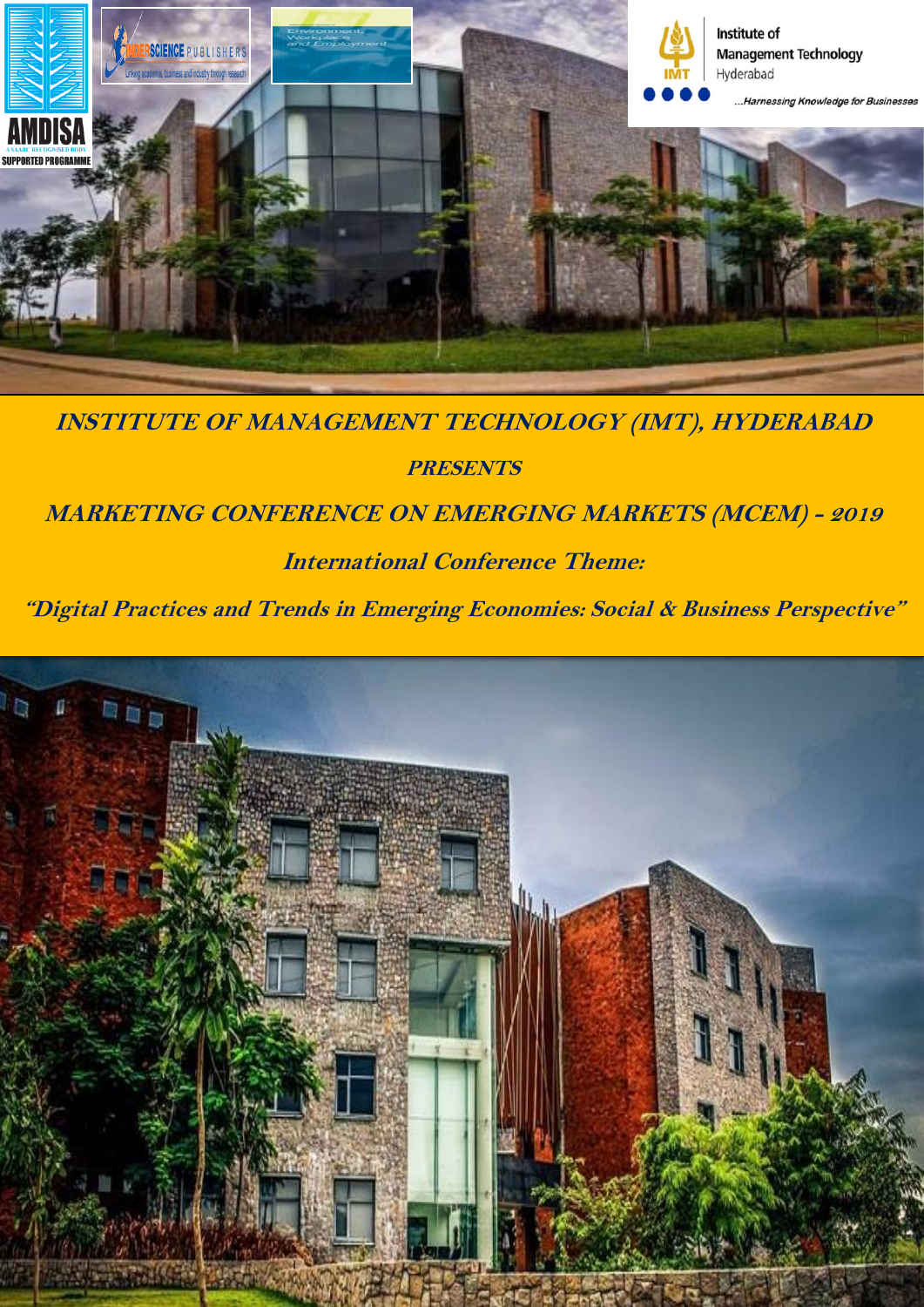AMDISA

A SAARC RECOGNISED BODY

SUPPORTED PROGRAMME

INDERSCIENCE PUBLISHERS

Linking academia, business and industry through research

Environment, Workplace and Employment

Institute of Management Technology Hyderabad

...Harnessing Knowledge for Businesses

# *INSTITUTE OF MANAGEMENT TECHNOLOGY (IMT), HYDERABAD*

## *PRESENTS*

# *MARKETING CONFERENCE ON EMERGING MARKETS (MCEM) - 2019*

## *International Conference Theme:*

## *"Digital Practices and Trends in Emerging Economies: Social & Business Perspective"*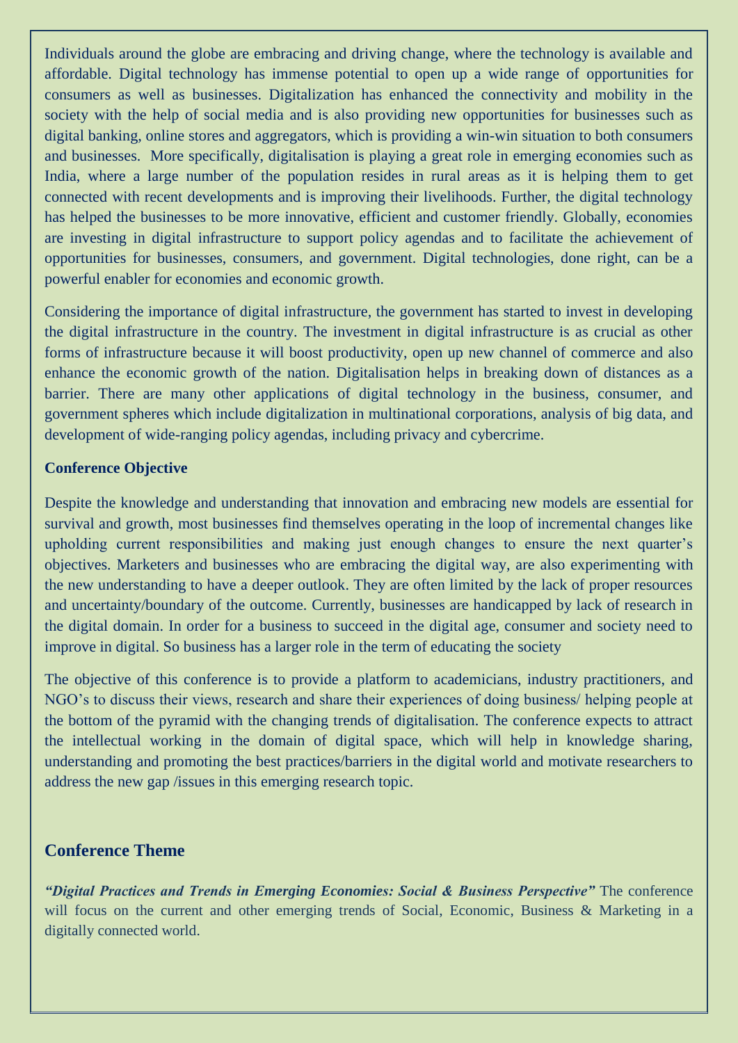Individuals around the globe are embracing and driving change, where the technology is available and affordable. Digital technology has immense potential to open up a wide range of opportunities for consumers as well as businesses. Digitalization has enhanced the connectivity and mobility in the society with the help of social media and is also providing new opportunities for businesses such as digital banking, online stores and aggregators, which is providing a win-win situation to both consumers and businesses. More specifically, digitalisation is playing a great role in emerging economies such as India, where a large number of the population resides in rural areas as it is helping them to get connected with recent developments and is improving their livelihoods. Further, the digital technology has helped the businesses to be more innovative, efficient and customer friendly. Globally, economies are investing in digital infrastructure to support policy agendas and to facilitate the achievement of opportunities for businesses, consumers, and government. Digital technologies, done right, can be a powerful enabler for economies and economic growth.

Considering the importance of digital infrastructure, the government has started to invest in developing the digital infrastructure in the country. The investment in digital infrastructure is as crucial as other forms of infrastructure because it will boost productivity, open up new channel of commerce and also enhance the economic growth of the nation. Digitalisation helps in breaking down of distances as a barrier. There are many other applications of digital technology in the business, consumer, and government spheres which include digitalization in multinational corporations, analysis of big data, and development of wide-ranging policy agendas, including privacy and cybercrime.

**Conference Objective**

Despite the knowledge and understanding that innovation and embracing new models are essential for survival and growth, most businesses find themselves operating in the loop of incremental changes like upholding current responsibilities and making just enough changes to ensure the next quarter's objectives. Marketers and businesses who are embracing the digital way, are also experimenting with the new understanding to have a deeper outlook. They are often limited by the lack of proper resources and uncertainty/boundary of the outcome. Currently, businesses are handicapped by lack of research in the digital domain. In order for a business to succeed in the digital age, consumer and society need to improve in digital. So business has a larger role in the term of educating the society

The objective of this conference is to provide a platform to academicians, industry practitioners, and NGO's to discuss their views, research and share their experiences of doing business/ helping people at the bottom of the pyramid with the changing trends of digitalisation. The conference expects to attract the intellectual working in the domain of digital space, which will help in knowledge sharing, understanding and promoting the best practices/barriers in the digital world and motivate researchers to address the new gap /issues in this emerging research topic.

## Conference Theme

***"Digital Practices and Trends in Emerging Economies: Social & Business Perspective"*** The conference will focus on the current and other emerging trends of Social, Economic, Business & Marketing in a digitally connected world.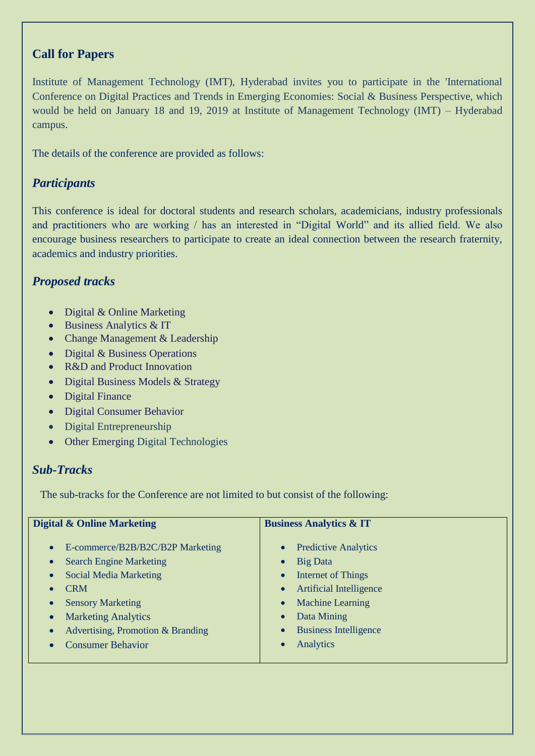## Call for Papers

Institute of Management Technology (IMT), Hyderabad invites you to participate in the 'International Conference on Digital Practices and Trends in Emerging Economies: Social & Business Perspective, which would be held on January 18 and 19, 2019 at Institute of Management Technology (IMT) – Hyderabad campus.

The details of the conference are provided as follows:

### *Participants*

This conference is ideal for doctoral students and research scholars, academicians, industry professionals and practitioners who are working / has an interested in “Digital World” and its allied field. We also encourage business researchers to participate to create an ideal connection between the research fraternity, academics and industry priorities.

### *Proposed tracks*

- Digital & Online Marketing
- Business Analytics & IT
- Change Management & Leadership
- Digital & Business Operations
- R&D and Product Innovation
- Digital Business Models & Strategy
- Digital Finance
- Digital Consumer Behavior
- Digital Entrepreneurship
- Other Emerging Digital Technologies

### *Sub-Tracks*

The sub-tracks for the Conference are not limited to but consist of the following:

| **Digital & Online Marketing** | **Business Analytics & IT** |
|---|---|
| • E-commerce/B2B/B2C/B2P Marketing | • Predictive Analytics |
| • Search Engine Marketing | • Big Data |
| • Social Media Marketing | • Internet of Things |
| • CRM | • Artificial Intelligence |
| • Sensory Marketing | • Machine Learning |
| • Marketing Analytics | • Data Mining |
| • Advertising, Promotion & Branding | • Business Intelligence |
| • Consumer Behavior | • Analytics |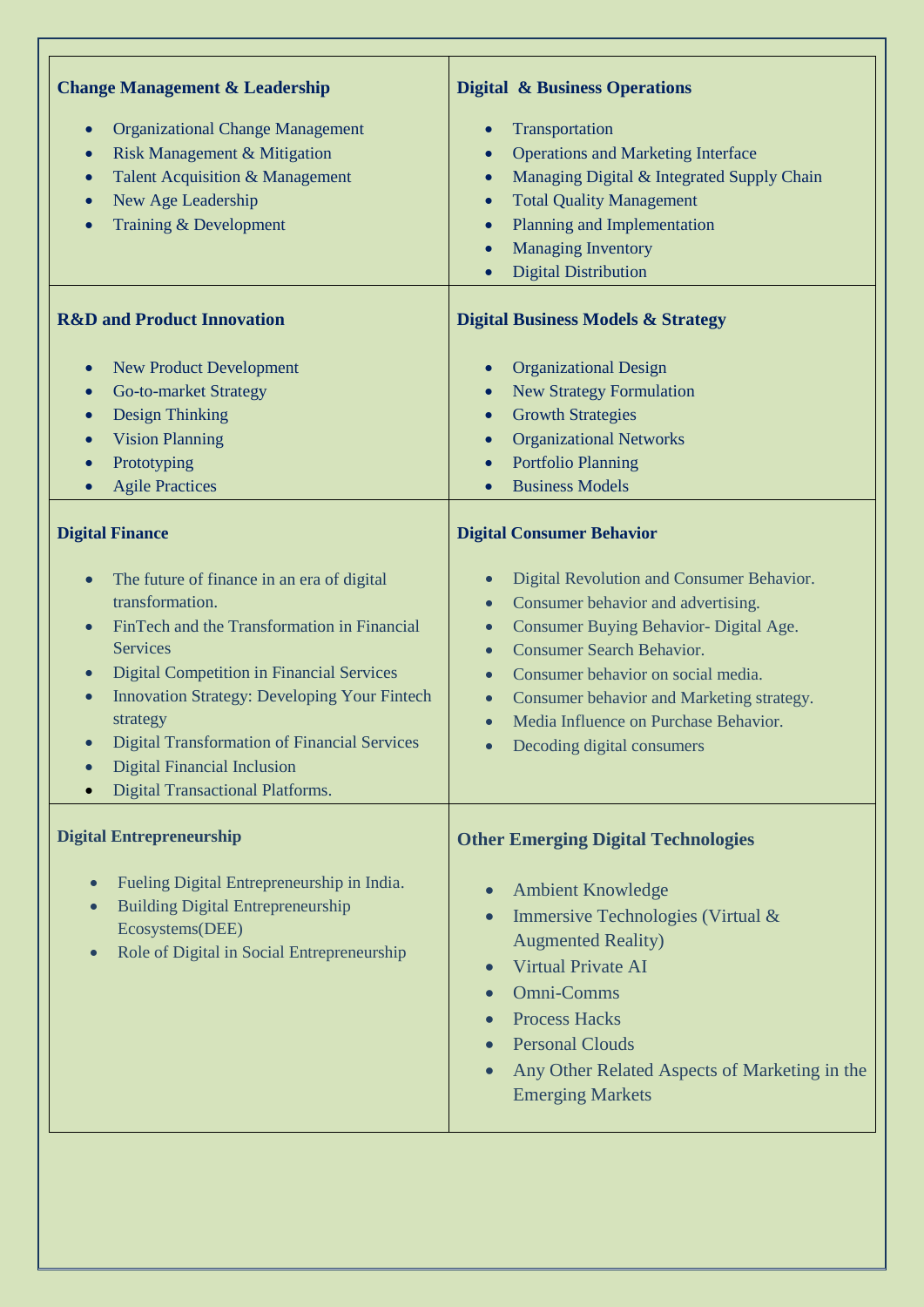### Change Management & Leadership

- Organizational Change Management
- Risk Management & Mitigation
- Talent Acquisition & Management
- New Age Leadership
- Training & Development

### Digital & Business Operations

- Transportation
- Operations and Marketing Interface
- Managing Digital & Integrated Supply Chain
- Total Quality Management
- Planning and Implementation
- Managing Inventory
- Digital Distribution

### R&D and Product Innovation

- New Product Development
- Go-to-market Strategy
- Design Thinking
- Vision Planning
- Prototyping
- Agile Practices

### Digital Business Models & Strategy

- Organizational Design
- New Strategy Formulation
- Growth Strategies
- Organizational Networks
- Portfolio Planning
- Business Models

### Digital Finance

- The future of finance in an era of digital transformation.
- FinTech and the Transformation in Financial Services
- Digital Competition in Financial Services
- Innovation Strategy: Developing Your Fintech strategy
- Digital Transformation of Financial Services
- Digital Financial Inclusion
- Digital Transactional Platforms.

### Digital Consumer Behavior

- Digital Revolution and Consumer Behavior.
- Consumer behavior and advertising.
- Consumer Buying Behavior- Digital Age.
- Consumer Search Behavior.
- Consumer behavior on social media.
- Consumer behavior and Marketing strategy.
- Media Influence on Purchase Behavior.
- Decoding digital consumers

### Digital Entrepreneurship

- Fueling Digital Entrepreneurship in India.
- Building Digital Entrepreneurship Ecosystems(DEE)
- Role of Digital in Social Entrepreneurship

### Other Emerging Digital Technologies

- Ambient Knowledge
- Immersive Technologies (Virtual & Augmented Reality)
- Virtual Private AI
- Omni-Comms
- Process Hacks
- Personal Clouds
- Any Other Related Aspects of Marketing in the Emerging Markets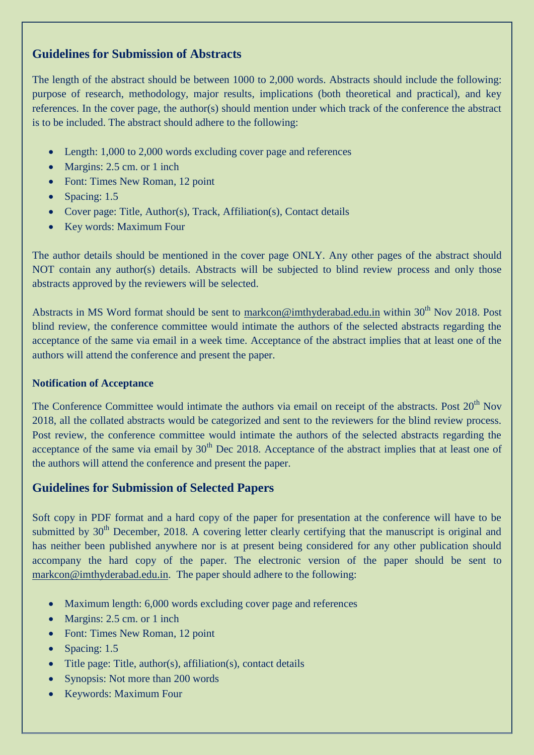## Guidelines for Submission of Abstracts

The length of the abstract should be between 1000 to 2,000 words. Abstracts should include the following: purpose of research, methodology, major results, implications (both theoretical and practical), and key references. In the cover page, the author(s) should mention under which track of the conference the abstract is to be included. The abstract should adhere to the following:

- Length: 1,000 to 2,000 words excluding cover page and references
- Margins: 2.5 cm. or 1 inch
- Font: Times New Roman, 12 point
- Spacing: 1.5
- Cover page: Title, Author(s), Track, Affiliation(s), Contact details
- Key words: Maximum Four

The author details should be mentioned in the cover page ONLY. Any other pages of the abstract should NOT contain any author(s) details. Abstracts will be subjected to blind review process and only those abstracts approved by the reviewers will be selected.

Abstracts in MS Word format should be sent to markcon@imthyderabad.edu.in within 30th Nov 2018. Post blind review, the conference committee would intimate the authors of the selected abstracts regarding the acceptance of the same via email in a week time. Acceptance of the abstract implies that at least one of the authors will attend the conference and present the paper.

### Notification of Acceptance

The Conference Committee would intimate the authors via email on receipt of the abstracts. Post 20th Nov 2018, all the collated abstracts would be categorized and sent to the reviewers for the blind review process. Post review, the conference committee would intimate the authors of the selected abstracts regarding the acceptance of the same via email by 30th Dec 2018. Acceptance of the abstract implies that at least one of the authors will attend the conference and present the paper.

## Guidelines for Submission of Selected Papers

Soft copy in PDF format and a hard copy of the paper for presentation at the conference will have to be submitted by 30th December, 2018. A covering letter clearly certifying that the manuscript is original and has neither been published anywhere nor is at present being considered for any other publication should accompany the hard copy of the paper. The electronic version of the paper should be sent to markcon@imthyderabad.edu.in. The paper should adhere to the following:

- Maximum length: 6,000 words excluding cover page and references
- Margins: 2.5 cm. or 1 inch
- Font: Times New Roman, 12 point
- Spacing: 1.5
- Title page: Title, author(s), affiliation(s), contact details
- Synopsis: Not more than 200 words
- Keywords: Maximum Four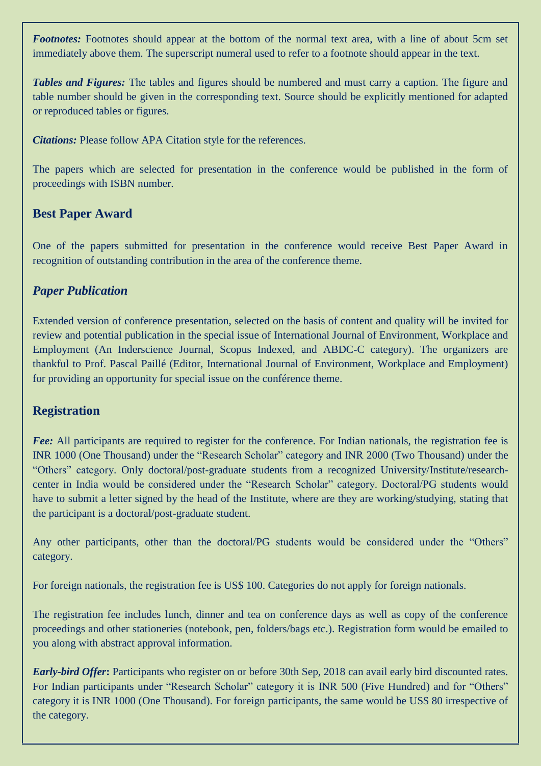***Footnotes:*** Footnotes should appear at the bottom of the normal text area, with a line of about 5cm set immediately above them. The superscript numeral used to refer to a footnote should appear in the text.

***Tables and Figures:*** The tables and figures should be numbered and must carry a caption. The figure and table number should be given in the corresponding text. Source should be explicitly mentioned for adapted or reproduced tables or figures.

***Citations:*** Please follow APA Citation style for the references.

The papers which are selected for presentation in the conference would be published in the form of proceedings with ISBN number.

## Best Paper Award

One of the papers submitted for presentation in the conference would receive Best Paper Award in recognition of outstanding contribution in the area of the conference theme.

## *Paper Publication*

Extended version of conference presentation, selected on the basis of content and quality will be invited for review and potential publication in the special issue of International Journal of Environment, Workplace and Employment (An Inderscience Journal, Scopus Indexed, and ABDC-C category). The organizers are thankful to Prof. Pascal Paillé (Editor, International Journal of Environment, Workplace and Employment) for providing an opportunity for special issue on the conférence theme.

## Registration

***Fee:*** All participants are required to register for the conference. For Indian nationals, the registration fee is INR 1000 (One Thousand) under the "Research Scholar" category and INR 2000 (Two Thousand) under the "Others" category. Only doctoral/post-graduate students from a recognized University/Institute/research-center in India would be considered under the "Research Scholar" category. Doctoral/PG students would have to submit a letter signed by the head of the Institute, where are they are working/studying, stating that the participant is a doctoral/post-graduate student.

Any other participants, other than the doctoral/PG students would be considered under the "Others" category.

For foreign nationals, the registration fee is US$ 100. Categories do not apply for foreign nationals.

The registration fee includes lunch, dinner and tea on conference days as well as copy of the conference proceedings and other stationeries (notebook, pen, folders/bags etc.). Registration form would be emailed to you along with abstract approval information.

***Early-bird Offer*:** Participants who register on or before 30th Sep, 2018 can avail early bird discounted rates. For Indian participants under "Research Scholar" category it is INR 500 (Five Hundred) and for "Others" category it is INR 1000 (One Thousand). For foreign participants, the same would be US$ 80 irrespective of the category.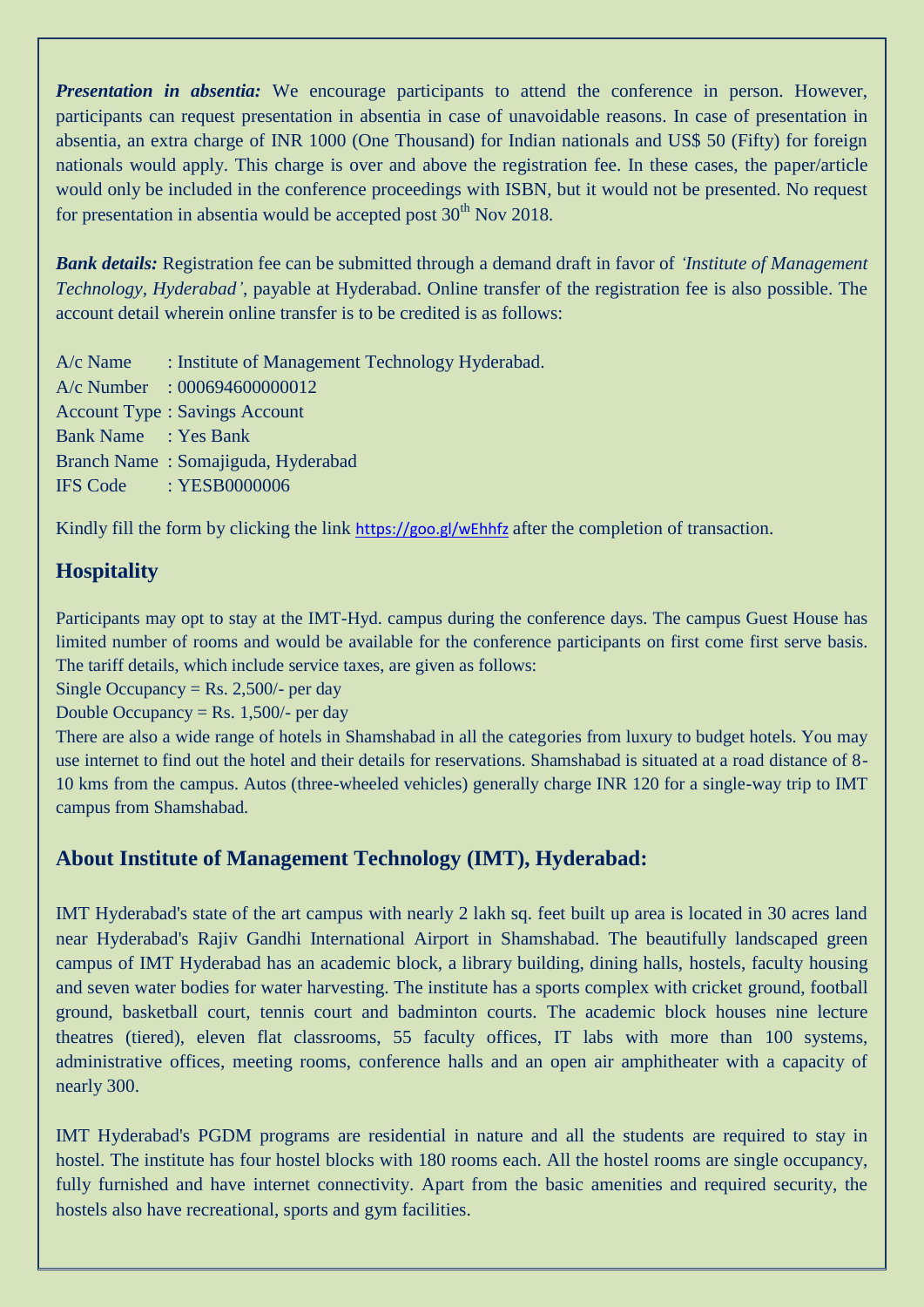***Presentation in absentia:*** We encourage participants to attend the conference in person. However, participants can request presentation in absentia in case of unavoidable reasons. In case of presentation in absentia, an extra charge of INR 1000 (One Thousand) for Indian nationals and US$ 50 (Fifty) for foreign nationals would apply. This charge is over and above the registration fee. In these cases, the paper/article would only be included in the conference proceedings with ISBN, but it would not be presented. No request for presentation in absentia would be accepted post 30th Nov 2018.

***Bank details:*** Registration fee can be submitted through a demand draft in favor of *'Institute of Management Technology, Hyderabad'*, payable at Hyderabad. Online transfer of the registration fee is also possible. The account detail wherein online transfer is to be credited is as follows:

A/c Name : Institute of Management Technology Hyderabad.
A/c Number : 000694600000012
Account Type : Savings Account
Bank Name : Yes Bank
Branch Name : Somajiguda, Hyderabad
IFS Code : YESB0000006

Kindly fill the form by clicking the link https://goo.gl/wEhhfz after the completion of transaction.

## Hospitality

Participants may opt to stay at the IMT-Hyd. campus during the conference days. The campus Guest House has limited number of rooms and would be available for the conference participants on first come first serve basis. The tariff details, which include service taxes, are given as follows:
Single Occupancy = Rs. 2,500/- per day
Double Occupancy = Rs. 1,500/- per day
There are also a wide range of hotels in Shamshabad in all the categories from luxury to budget hotels. You may use internet to find out the hotel and their details for reservations. Shamshabad is situated at a road distance of 8-10 kms from the campus. Autos (three-wheeled vehicles) generally charge INR 120 for a single-way trip to IMT campus from Shamshabad.

## About Institute of Management Technology (IMT), Hyderabad:

IMT Hyderabad's state of the art campus with nearly 2 lakh sq. feet built up area is located in 30 acres land near Hyderabad's Rajiv Gandhi International Airport in Shamshabad. The beautifully landscaped green campus of IMT Hyderabad has an academic block, a library building, dining halls, hostels, faculty housing and seven water bodies for water harvesting. The institute has a sports complex with cricket ground, football ground, basketball court, tennis court and badminton courts. The academic block houses nine lecture theatres (tiered), eleven flat classrooms, 55 faculty offices, IT labs with more than 100 systems, administrative offices, meeting rooms, conference halls and an open air amphitheater with a capacity of nearly 300.

IMT Hyderabad's PGDM programs are residential in nature and all the students are required to stay in hostel. The institute has four hostel blocks with 180 rooms each. All the hostel rooms are single occupancy, fully furnished and have internet connectivity. Apart from the basic amenities and required security, the hostels also have recreational, sports and gym facilities.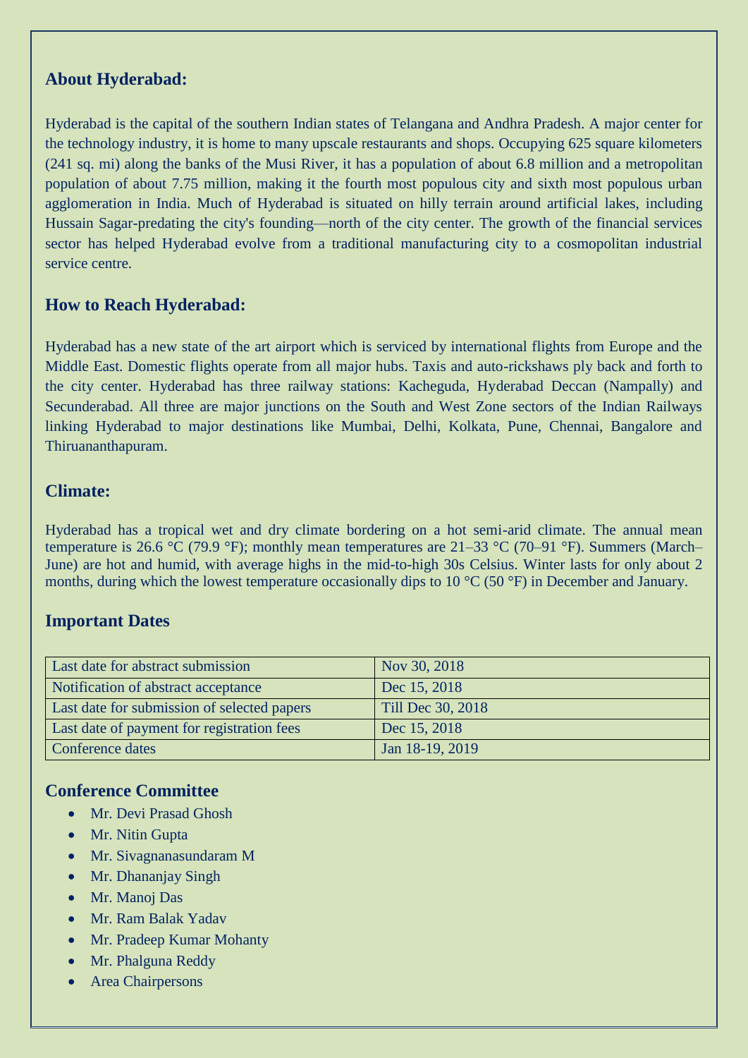## About Hyderabad:

Hyderabad is the capital of the southern Indian states of Telangana and Andhra Pradesh. A major center for the technology industry, it is home to many upscale restaurants and shops. Occupying 625 square kilometers (241 sq. mi) along the banks of the Musi River, it has a population of about 6.8 million and a metropolitan population of about 7.75 million, making it the fourth most populous city and sixth most populous urban agglomeration in India. Much of Hyderabad is situated on hilly terrain around artificial lakes, including Hussain Sagar-predating the city's founding—north of the city center. The growth of the financial services sector has helped Hyderabad evolve from a traditional manufacturing city to a cosmopolitan industrial service centre.

## How to Reach Hyderabad:

Hyderabad has a new state of the art airport which is serviced by international flights from Europe and the Middle East. Domestic flights operate from all major hubs. Taxis and auto-rickshaws ply back and forth to the city center. Hyderabad has three railway stations: Kacheguda, Hyderabad Deccan (Nampally) and Secunderabad. All three are major junctions on the South and West Zone sectors of the Indian Railways linking Hyderabad to major destinations like Mumbai, Delhi, Kolkata, Pune, Chennai, Bangalore and Thiruananthapuram.

## Climate:

Hyderabad has a tropical wet and dry climate bordering on a hot semi-arid climate. The annual mean temperature is 26.6 °C (79.9 °F); monthly mean temperatures are 21–33 °C (70–91 °F). Summers (March–June) are hot and humid, with average highs in the mid-to-high 30s Celsius. Winter lasts for only about 2 months, during which the lowest temperature occasionally dips to 10 °C (50 °F) in December and January.

## Important Dates

| | |
|---|---|
| Last date for abstract submission | Nov 30, 2018 |
| Notification of abstract acceptance | Dec 15, 2018 |
| Last date for submission of selected papers | Till Dec 30, 2018 |
| Last date of payment for registration fees | Dec 15, 2018 |
| Conference dates | Jan 18-19, 2019 |

## Conference Committee

- Mr. Devi Prasad Ghosh
- Mr. Nitin Gupta
- Mr. Sivagnanasundaram M
- Mr. Dhananjay Singh
- Mr. Manoj Das
- Mr. Ram Balak Yadav
- Mr. Pradeep Kumar Mohanty
- Mr. Phalguna Reddy
- Area Chairpersons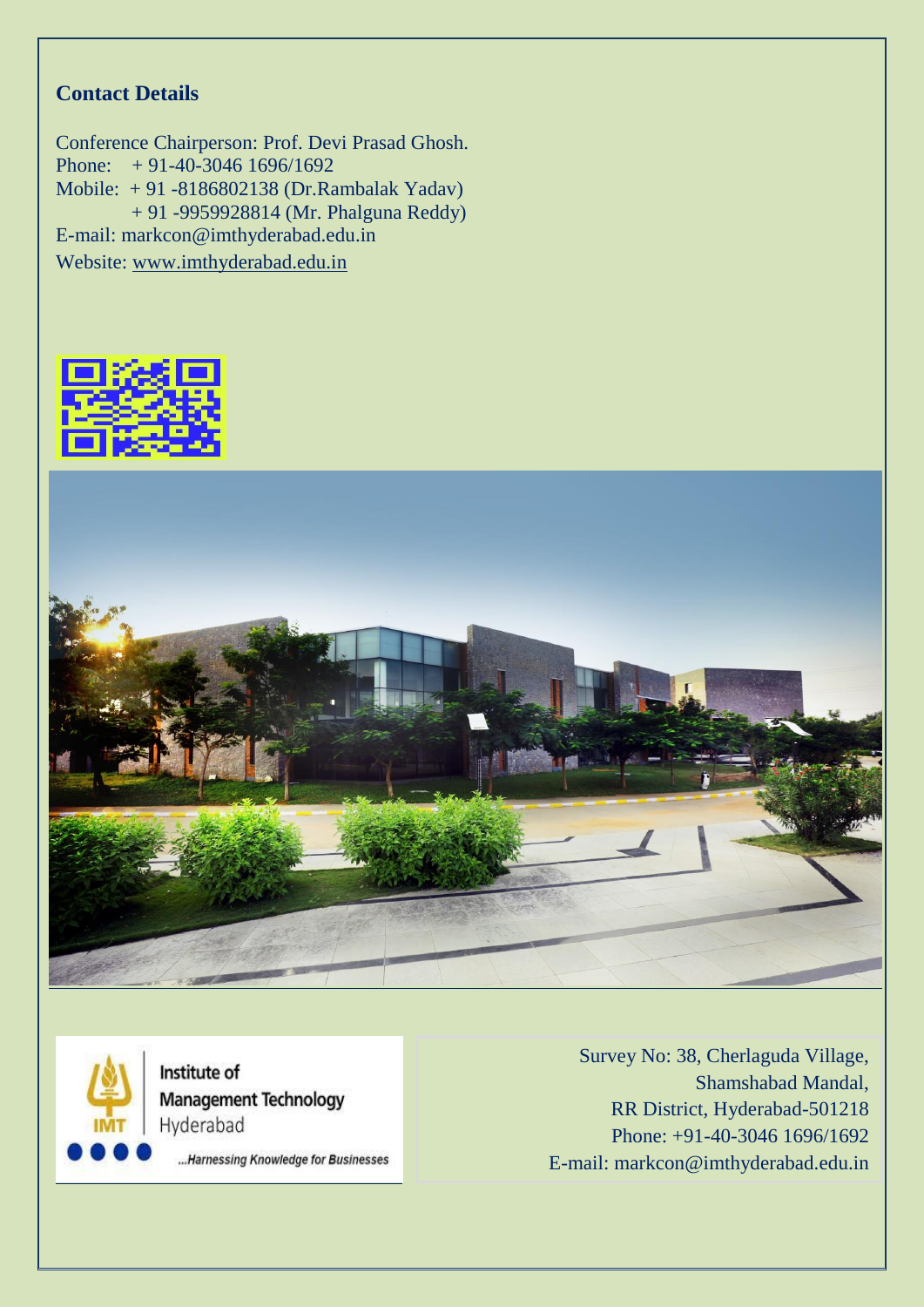## Contact Details

Conference Chairperson: Prof. Devi Prasad Ghosh.
Phone: + 91-40-3046 1696/1692
Mobile: + 91 -8186802138 (Dr.Rambalak Yadav)
+ 91 -9959928814 (Mr. Phalguna Reddy)
E-mail: markcon@imthyderabad.edu.in
Website: www.imthyderabad.edu.in

Institute of Management Technology Hyderabad

...Harnessing Knowledge for Businesses

Survey No: 38, Cherlaguda Village,
Shamshabad Mandal,
RR District, Hyderabad-501218
Phone: +91-40-3046 1696/1692
E-mail: markcon@imthyderabad.edu.in